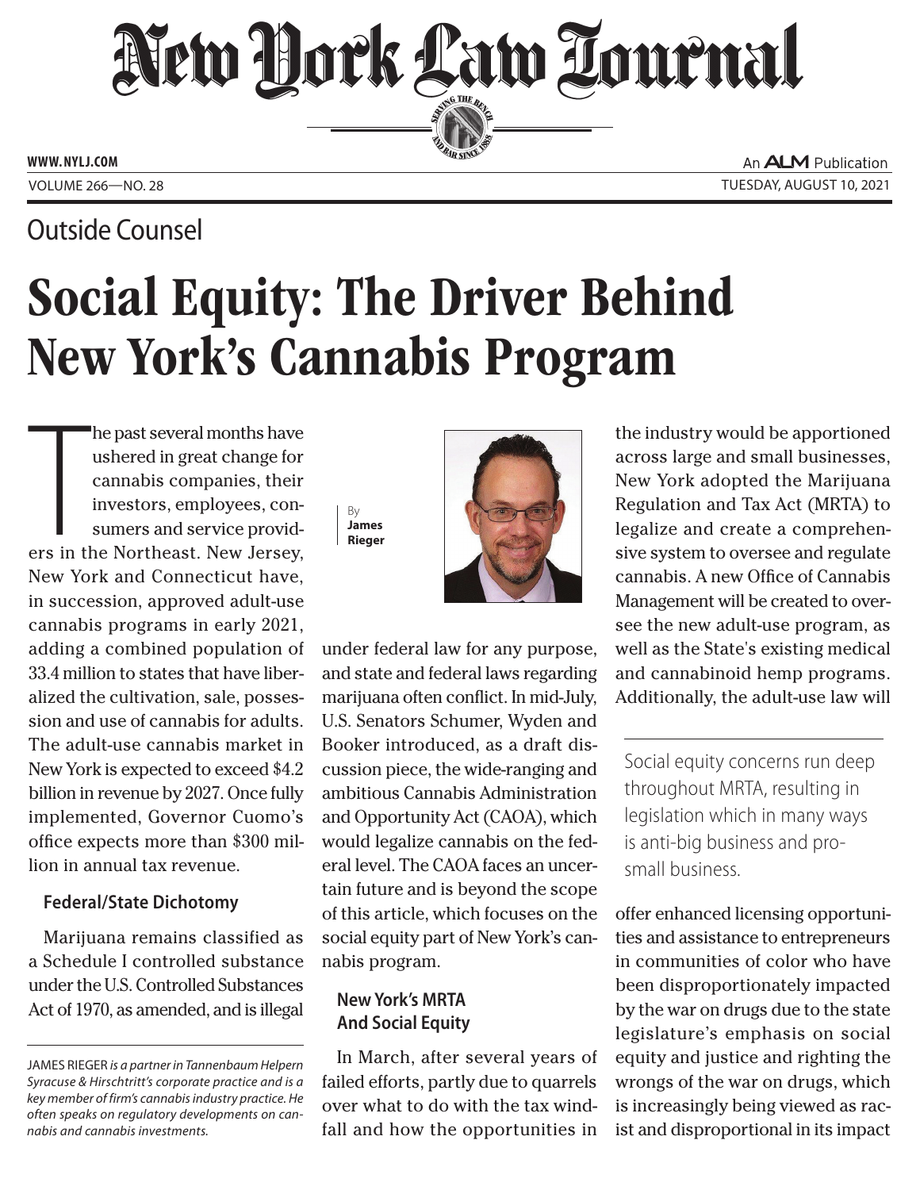Outside Counsel

# Social Equity: The Driver Behind New York's Cannabis Program

By **James Rieger**

The past several months have ushered in great change for cannabis companies, their investors, employees, consumers and service providers in the Northeast. New Jersey, New York and Connecticut have, in succession, approved adult-use cannabis programs in early 2021, adding a combined population of 33.4 million to states that have liberalized the cultivation, sale, possession and use of cannabis for adults. The adult-use cannabis market in New York is expected to exceed $4.2 billion in revenue by 2027. Once fully implemented, Governor Cuomo's office expects more than $300 million in annual tax revenue.

### Federal/State Dichotomy

Marijuana remains classified as a Schedule I controlled substance under the U.S. Controlled Substances Act of 1970, as amended, and is illegal under federal law for any purpose, and state and federal laws regarding marijuana often conflict. In mid-July, U.S. Senators Schumer, Wyden and Booker introduced, as a draft discussion piece, the wide-ranging and ambitious Cannabis Administration and Opportunity Act (CAOA), which would legalize cannabis on the federal level. The CAOA faces an uncertain future and is beyond the scope of this article, which focuses on the social equity part of New York's cannabis program.

### New York's MRTA And Social Equity

In March, after several years of failed efforts, partly due to quarrels over what to do with the tax windfall and how the opportunities in the industry would be apportioned across large and small businesses, New York adopted the Marijuana Regulation and Tax Act (MRTA) to legalize and create a comprehensive system to oversee and regulate cannabis. A new Office of Cannabis Management will be created to oversee the new adult-use program, as well as the State's existing medical and cannabinoid hemp programs. Additionally, the adult-use law will offer enhanced licensing opportunities and assistance to entrepreneurs in communities of color who have been disproportionately impacted by the war on drugs due to the state legislature's emphasis on social equity and justice and righting the wrongs of the war on drugs, which is increasingly being viewed as racist and disproportional in its impact

> Social equity concerns run deep throughout MRTA, resulting in legislation which in many ways is anti-big business and pro-small business.

*JAMES RIEGER is a partner in Tannenbaum Helpern Syracuse & Hirschtritt's corporate practice and is a key member of firm's cannabis industry practice. He often speaks on regulatory developments on cannabis and cannabis investments.*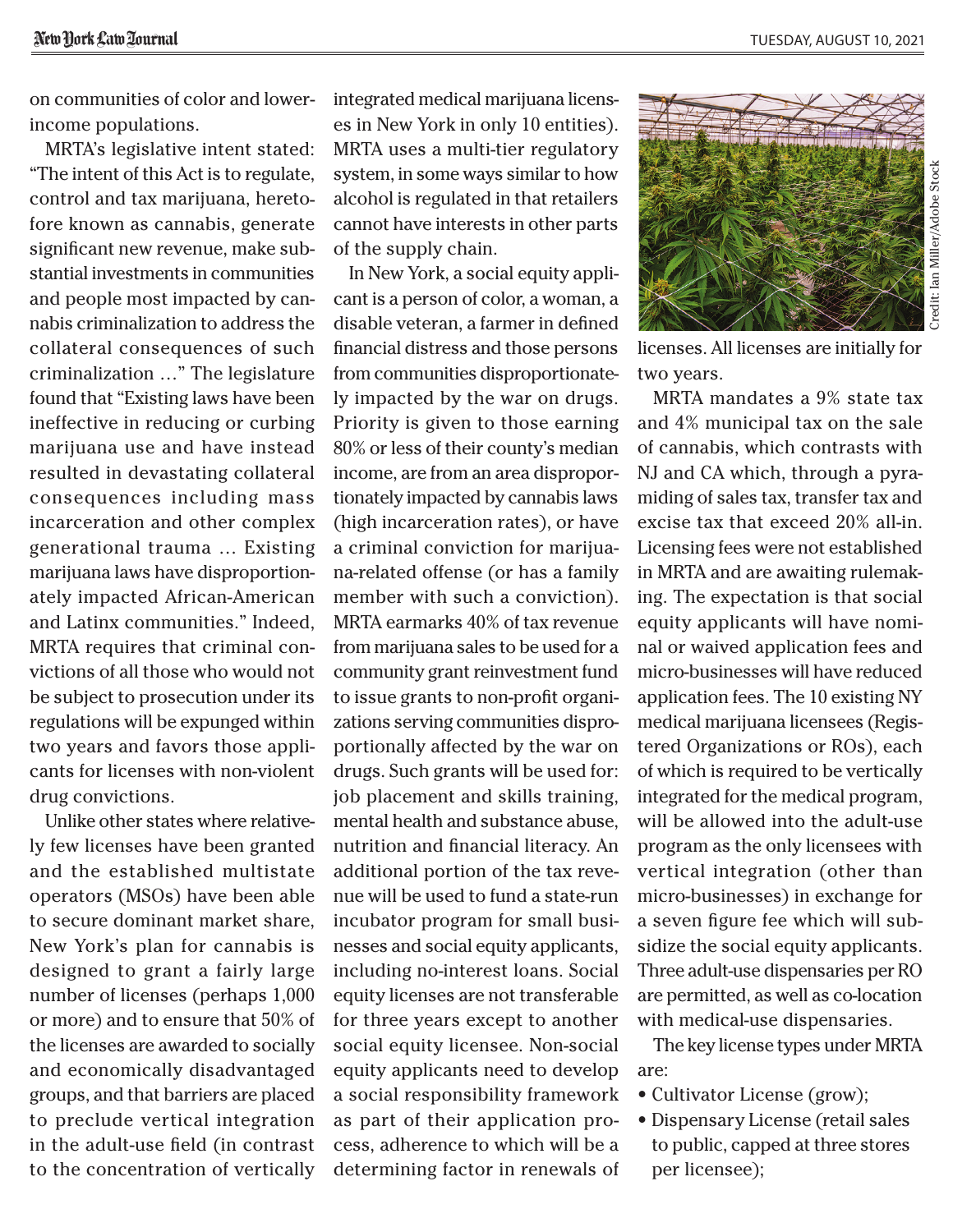on communities of color and lower-income populations.

MRTA's legislative intent stated: "The intent of this Act is to regulate, control and tax marijuana, heretofore known as cannabis, generate significant new revenue, make substantial investments in communities and people most impacted by cannabis criminalization to address the collateral consequences of such criminalization …" The legislature found that "Existing laws have been ineffective in reducing or curbing marijuana use and have instead resulted in devastating collateral consequences including mass incarceration and other complex generational trauma … Existing marijuana laws have disproportionately impacted African-American and Latinx communities." Indeed, MRTA requires that criminal convictions of all those who would not be subject to prosecution under its regulations will be expunged within two years and favors those applicants for licenses with non-violent drug convictions.

Unlike other states where relatively few licenses have been granted and the established multistate operators (MSOs) have been able to secure dominant market share, New York's plan for cannabis is designed to grant a fairly large number of licenses (perhaps 1,000 or more) and to ensure that 50% of the licenses are awarded to socially and economically disadvantaged groups, and that barriers are placed to preclude vertical integration in the adult-use field (in contrast to the concentration of vertically integrated medical marijuana licenses in New York in only 10 entities). MRTA uses a multi-tier regulatory system, in some ways similar to how alcohol is regulated in that retailers cannot have interests in other parts of the supply chain.

In New York, a social equity applicant is a person of color, a woman, a disable veteran, a farmer in defined financial distress and those persons from communities disproportionately impacted by the war on drugs. Priority is given to those earning 80% or less of their county's median income, are from an area disproportionately impacted by cannabis laws (high incarceration rates), or have a criminal conviction for marijuana-related offense (or has a family member with such a conviction). MRTA earmarks 40% of tax revenue from marijuana sales to be used for a community grant reinvestment fund to issue grants to non-profit organizations serving communities disproportionally affected by the war on drugs. Such grants will be used for: job placement and skills training, mental health and substance abuse, nutrition and financial literacy. An additional portion of the tax revenue will be used to fund a state-run incubator program for small businesses and social equity applicants, including no-interest loans. Social equity licenses are not transferable for three years except to another social equity licensee. Non-social equity applicants need to develop a social responsibility framework as part of their application process, adherence to which will be a determining factor in renewals of licenses. All licenses are initially for two years.

Credit: Ian Miller/Adobe Stock

MRTA mandates a 9% state tax and 4% municipal tax on the sale of cannabis, which contrasts with NJ and CA which, through a pyramiding of sales tax, transfer tax and excise tax that exceed 20% all-in. Licensing fees were not established in MRTA and are awaiting rulemaking. The expectation is that social equity applicants will have nominal or waived application fees and micro-businesses will have reduced application fees. The 10 existing NY medical marijuana licensees (Registered Organizations or ROs), each of which is required to be vertically integrated for the medical program, will be allowed into the adult-use program as the only licensees with vertical integration (other than micro-businesses) in exchange for a seven figure fee which will subsidize the social equity applicants. Three adult-use dispensaries per RO are permitted, as well as co-location with medical-use dispensaries.

The key license types under MRTA are:

- Cultivator License (grow);
- Dispensary License (retail sales to public, capped at three stores per licensee);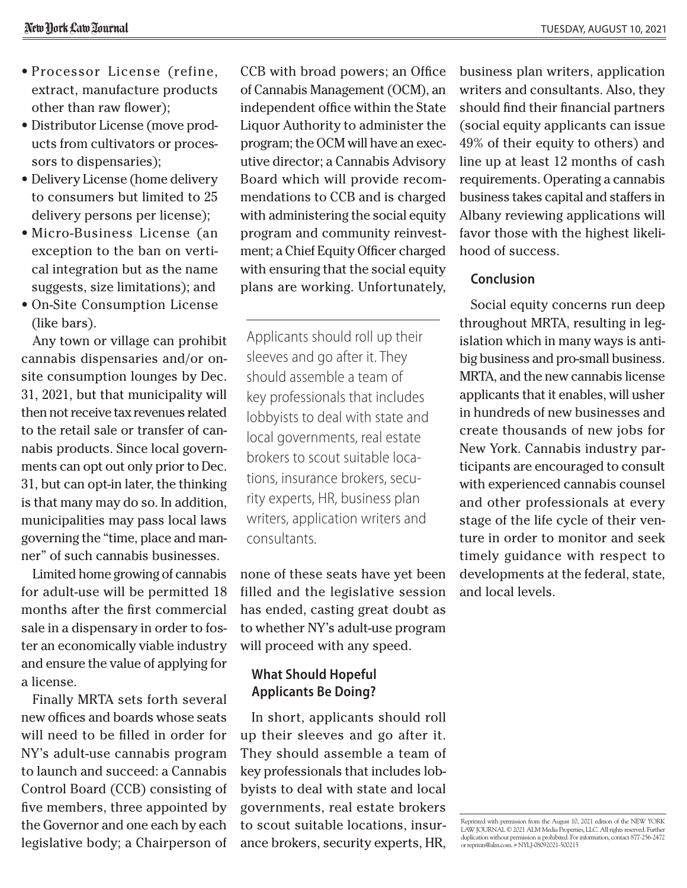- Processor License (refine, extract, manufacture products other than raw flower);
- Distributor License (move products from cultivators or processors to dispensaries);
- Delivery License (home delivery to consumers but limited to 25 delivery persons per license);
- Micro-Business License (an exception to the ban on vertical integration but as the name suggests, size limitations); and
- On-Site Consumption License (like bars).

Any town or village can prohibit cannabis dispensaries and/or on-site consumption lounges by Dec. 31, 2021, but that municipality will then not receive tax revenues related to the retail sale or transfer of cannabis products. Since local governments can opt out only prior to Dec. 31, but can opt-in later, the thinking is that many may do so. In addition, municipalities may pass local laws governing the "time, place and manner" of such cannabis businesses.

Limited home growing of cannabis for adult-use will be permitted 18 months after the first commercial sale in a dispensary in order to foster an economically viable industry and ensure the value of applying for a license.

Finally MRTA sets forth several new offices and boards whose seats will need to be filled in order for NY's adult-use cannabis program to launch and succeed: a Cannabis Control Board (CCB) consisting of five members, three appointed by the Governor and one each by each legislative body; a Chairperson of CCB with broad powers; an Office of Cannabis Management (OCM), an independent office within the State Liquor Authority to administer the program; the OCM will have an executive director; a Cannabis Advisory Board which will provide recommendations to CCB and is charged with administering the social equity program and community reinvestment; a Chief Equity Officer charged with ensuring that the social equity plans are working. Unfortunately, none of these seats have yet been filled and the legislative session has ended, casting great doubt as to whether NY's adult-use program will proceed with any speed.

> Applicants should roll up their sleeves and go after it. They should assemble a team of key professionals that includes lobbyists to deal with state and local governments, real estate brokers to scout suitable locations, insurance brokers, security experts, HR, business plan writers, application writers and consultants.

## What Should Hopeful Applicants Be Doing?

In short, applicants should roll up their sleeves and go after it. They should assemble a team of key professionals that includes lobbyists to deal with state and local governments, real estate brokers to scout suitable locations, insurance brokers, security experts, HR, business plan writers, application writers and consultants. Also, they should find their financial partners (social equity applicants can issue 49% of their equity to others) and line up at least 12 months of cash requirements. Operating a cannabis business takes capital and staffers in Albany reviewing applications will favor those with the highest likelihood of success.

## Conclusion

Social equity concerns run deep throughout MRTA, resulting in legislation which in many ways is anti-big business and pro-small business. MRTA, and the new cannabis license applicants that it enables, will usher in hundreds of new businesses and create thousands of new jobs for New York. Cannabis industry participants are encouraged to consult with experienced cannabis counsel and other professionals at every stage of the life cycle of their venture in order to monitor and seek timely guidance with respect to developments at the federal, state, and local levels.

Reprinted with permission from the August 10, 2021 edition of the NEW YORK LAW JOURNAL © 2021 ALM Media Properties, LLC. All rights reserved. Further duplication without permission is prohibited. For information, contact 877-256-2472 or reprints@alm.com. # NYLJ-08092021-500215